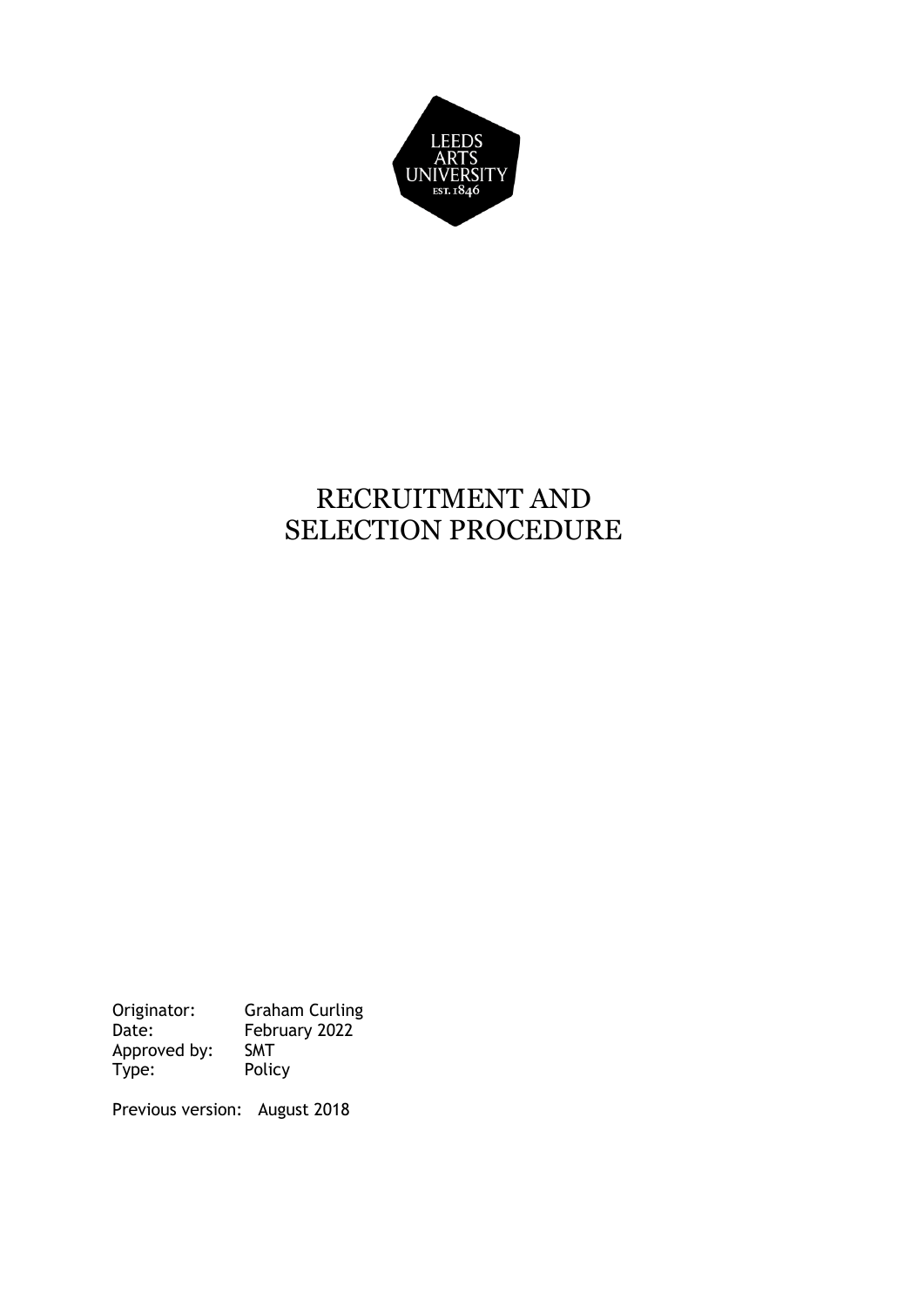LEEDS ARTS UNIVERSITY EST. 1846

# RECRUITMENT AND SELECTION PROCEDURE

Originator: Graham Curling
Date: February 2022
Approved by: SMT
Type: Policy

Previous version: August 2018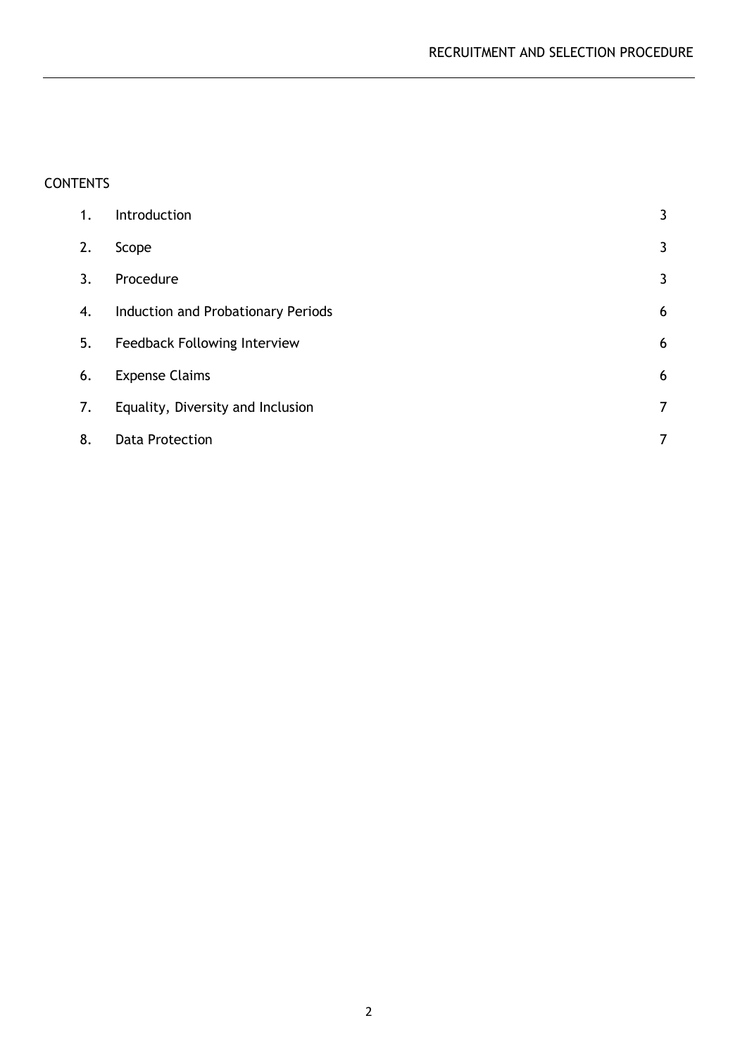CONTENTS

| | | |
|---|---|---|
| 1. | Introduction | 3 |
| 2. | Scope | 3 |
| 3. | Procedure | 3 |
| 4. | Induction and Probationary Periods | 6 |
| 5. | Feedback Following Interview | 6 |
| 6. | Expense Claims | 6 |
| 7. | Equality, Diversity and Inclusion | 7 |
| 8. | Data Protection | 7 |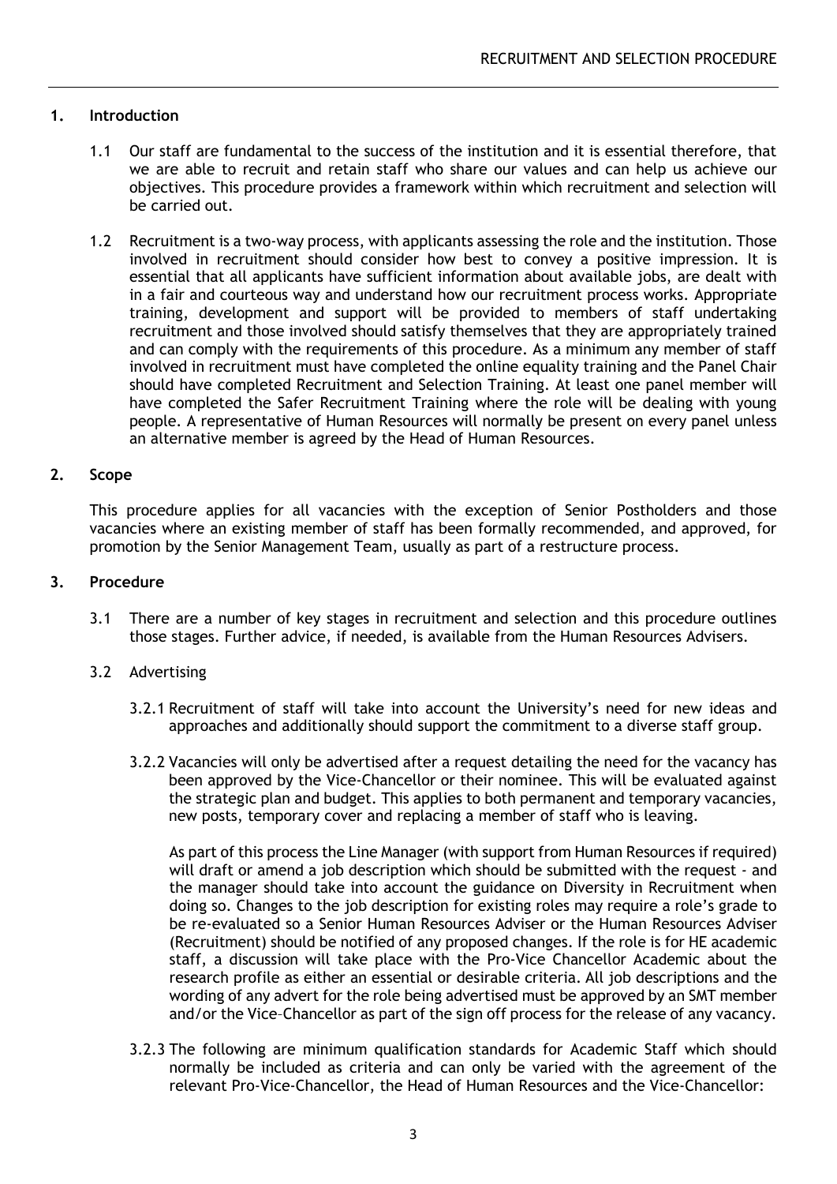## 1. Introduction

1.1 Our staff are fundamental to the success of the institution and it is essential therefore, that we are able to recruit and retain staff who share our values and can help us achieve our objectives. This procedure provides a framework within which recruitment and selection will be carried out.

1.2 Recruitment is a two-way process, with applicants assessing the role and the institution. Those involved in recruitment should consider how best to convey a positive impression. It is essential that all applicants have sufficient information about available jobs, are dealt with in a fair and courteous way and understand how our recruitment process works. Appropriate training, development and support will be provided to members of staff undertaking recruitment and those involved should satisfy themselves that they are appropriately trained and can comply with the requirements of this procedure. As a minimum any member of staff involved in recruitment must have completed the online equality training and the Panel Chair should have completed Recruitment and Selection Training. At least one panel member will have completed the Safer Recruitment Training where the role will be dealing with young people. A representative of Human Resources will normally be present on every panel unless an alternative member is agreed by the Head of Human Resources.

## 2. Scope

This procedure applies for all vacancies with the exception of Senior Postholders and those vacancies where an existing member of staff has been formally recommended, and approved, for promotion by the Senior Management Team, usually as part of a restructure process.

## 3. Procedure

3.1 There are a number of key stages in recruitment and selection and this procedure outlines those stages. Further advice, if needed, is available from the Human Resources Advisers.

3.2 Advertising

3.2.1 Recruitment of staff will take into account the University's need for new ideas and approaches and additionally should support the commitment to a diverse staff group.

3.2.2 Vacancies will only be advertised after a request detailing the need for the vacancy has been approved by the Vice-Chancellor or their nominee. This will be evaluated against the strategic plan and budget. This applies to both permanent and temporary vacancies, new posts, temporary cover and replacing a member of staff who is leaving.

As part of this process the Line Manager (with support from Human Resources if required) will draft or amend a job description which should be submitted with the request - and the manager should take into account the guidance on Diversity in Recruitment when doing so. Changes to the job description for existing roles may require a role's grade to be re-evaluated so a Senior Human Resources Adviser or the Human Resources Adviser (Recruitment) should be notified of any proposed changes. If the role is for HE academic staff, a discussion will take place with the Pro-Vice Chancellor Academic about the research profile as either an essential or desirable criteria. All job descriptions and the wording of any advert for the role being advertised must be approved by an SMT member and/or the Vice–Chancellor as part of the sign off process for the release of any vacancy.

3.2.3 The following are minimum qualification standards for Academic Staff which should normally be included as criteria and can only be varied with the agreement of the relevant Pro-Vice-Chancellor, the Head of Human Resources and the Vice-Chancellor: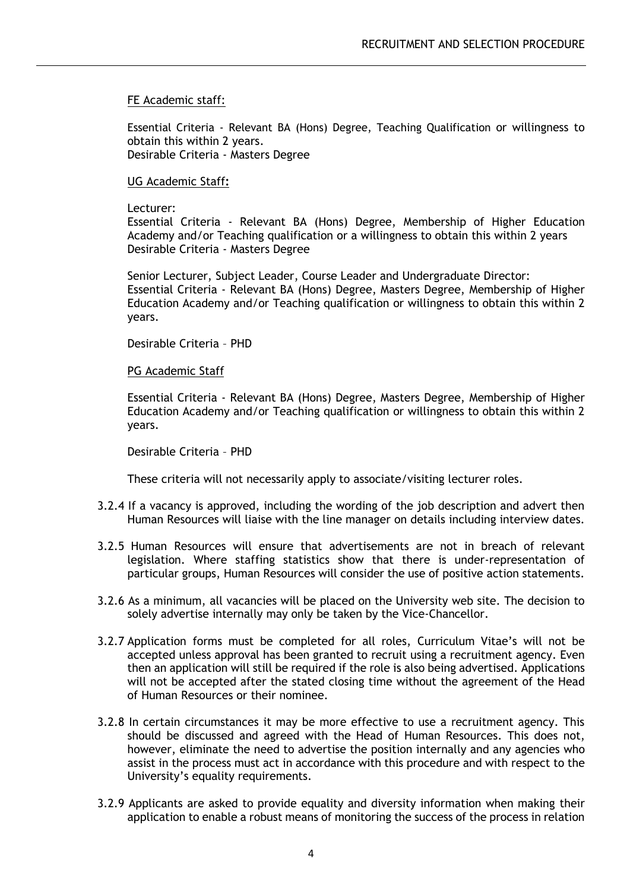FE Academic staff:

Essential Criteria - Relevant BA (Hons) Degree, Teaching Qualification or willingness to obtain this within 2 years.
Desirable Criteria - Masters Degree

UG Academic Staff**:**

Lecturer:
Essential Criteria - Relevant BA (Hons) Degree, Membership of Higher Education Academy and/or Teaching qualification or a willingness to obtain this within 2 years
Desirable Criteria - Masters Degree

Senior Lecturer, Subject Leader, Course Leader and Undergraduate Director:
Essential Criteria - Relevant BA (Hons) Degree, Masters Degree, Membership of Higher Education Academy and/or Teaching qualification or willingness to obtain this within 2 years.

Desirable Criteria – PHD

PG Academic Staff

Essential Criteria - Relevant BA (Hons) Degree, Masters Degree, Membership of Higher Education Academy and/or Teaching qualification or willingness to obtain this within 2 years.

Desirable Criteria – PHD

These criteria will not necessarily apply to associate/visiting lecturer roles.

3.2.4 If a vacancy is approved, including the wording of the job description and advert then Human Resources will liaise with the line manager on details including interview dates.

3.2.5 Human Resources will ensure that advertisements are not in breach of relevant legislation. Where staffing statistics show that there is under-representation of particular groups, Human Resources will consider the use of positive action statements.

3.2.6 As a minimum, all vacancies will be placed on the University web site. The decision to solely advertise internally may only be taken by the Vice-Chancellor.

3.2.7 Application forms must be completed for all roles, Curriculum Vitae's will not be accepted unless approval has been granted to recruit using a recruitment agency. Even then an application will still be required if the role is also being advertised. Applications will not be accepted after the stated closing time without the agreement of the Head of Human Resources or their nominee.

3.2.8 In certain circumstances it may be more effective to use a recruitment agency. This should be discussed and agreed with the Head of Human Resources. This does not, however, eliminate the need to advertise the position internally and any agencies who assist in the process must act in accordance with this procedure and with respect to the University's equality requirements.

3.2.9 Applicants are asked to provide equality and diversity information when making their application to enable a robust means of monitoring the success of the process in relation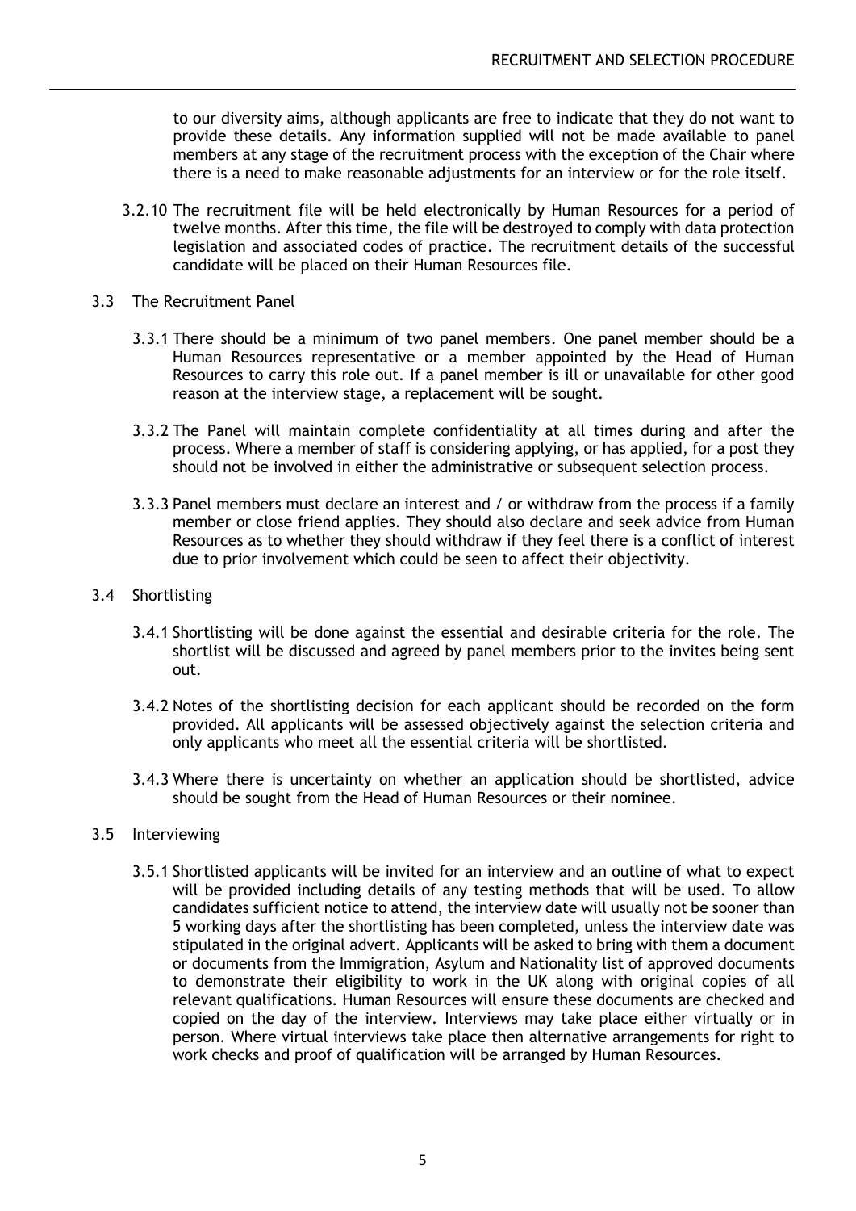to our diversity aims, although applicants are free to indicate that they do not want to provide these details. Any information supplied will not be made available to panel members at any stage of the recruitment process with the exception of the Chair where there is a need to make reasonable adjustments for an interview or for the role itself.

3.2.10 The recruitment file will be held electronically by Human Resources for a period of twelve months. After this time, the file will be destroyed to comply with data protection legislation and associated codes of practice. The recruitment details of the successful candidate will be placed on their Human Resources file.

## 3.3 The Recruitment Panel

3.3.1 There should be a minimum of two panel members. One panel member should be a Human Resources representative or a member appointed by the Head of Human Resources to carry this role out. If a panel member is ill or unavailable for other good reason at the interview stage, a replacement will be sought.

3.3.2 The Panel will maintain complete confidentiality at all times during and after the process. Where a member of staff is considering applying, or has applied, for a post they should not be involved in either the administrative or subsequent selection process.

3.3.3 Panel members must declare an interest and / or withdraw from the process if a family member or close friend applies. They should also declare and seek advice from Human Resources as to whether they should withdraw if they feel there is a conflict of interest due to prior involvement which could be seen to affect their objectivity.

## 3.4 Shortlisting

3.4.1 Shortlisting will be done against the essential and desirable criteria for the role. The shortlist will be discussed and agreed by panel members prior to the invites being sent out.

3.4.2 Notes of the shortlisting decision for each applicant should be recorded on the form provided. All applicants will be assessed objectively against the selection criteria and only applicants who meet all the essential criteria will be shortlisted.

3.4.3 Where there is uncertainty on whether an application should be shortlisted, advice should be sought from the Head of Human Resources or their nominee.

## 3.5 Interviewing

3.5.1 Shortlisted applicants will be invited for an interview and an outline of what to expect will be provided including details of any testing methods that will be used. To allow candidates sufficient notice to attend, the interview date will usually not be sooner than 5 working days after the shortlisting has been completed, unless the interview date was stipulated in the original advert. Applicants will be asked to bring with them a document or documents from the Immigration, Asylum and Nationality list of approved documents to demonstrate their eligibility to work in the UK along with original copies of all relevant qualifications. Human Resources will ensure these documents are checked and copied on the day of the interview. Interviews may take place either virtually or in person. Where virtual interviews take place then alternative arrangements for right to work checks and proof of qualification will be arranged by Human Resources.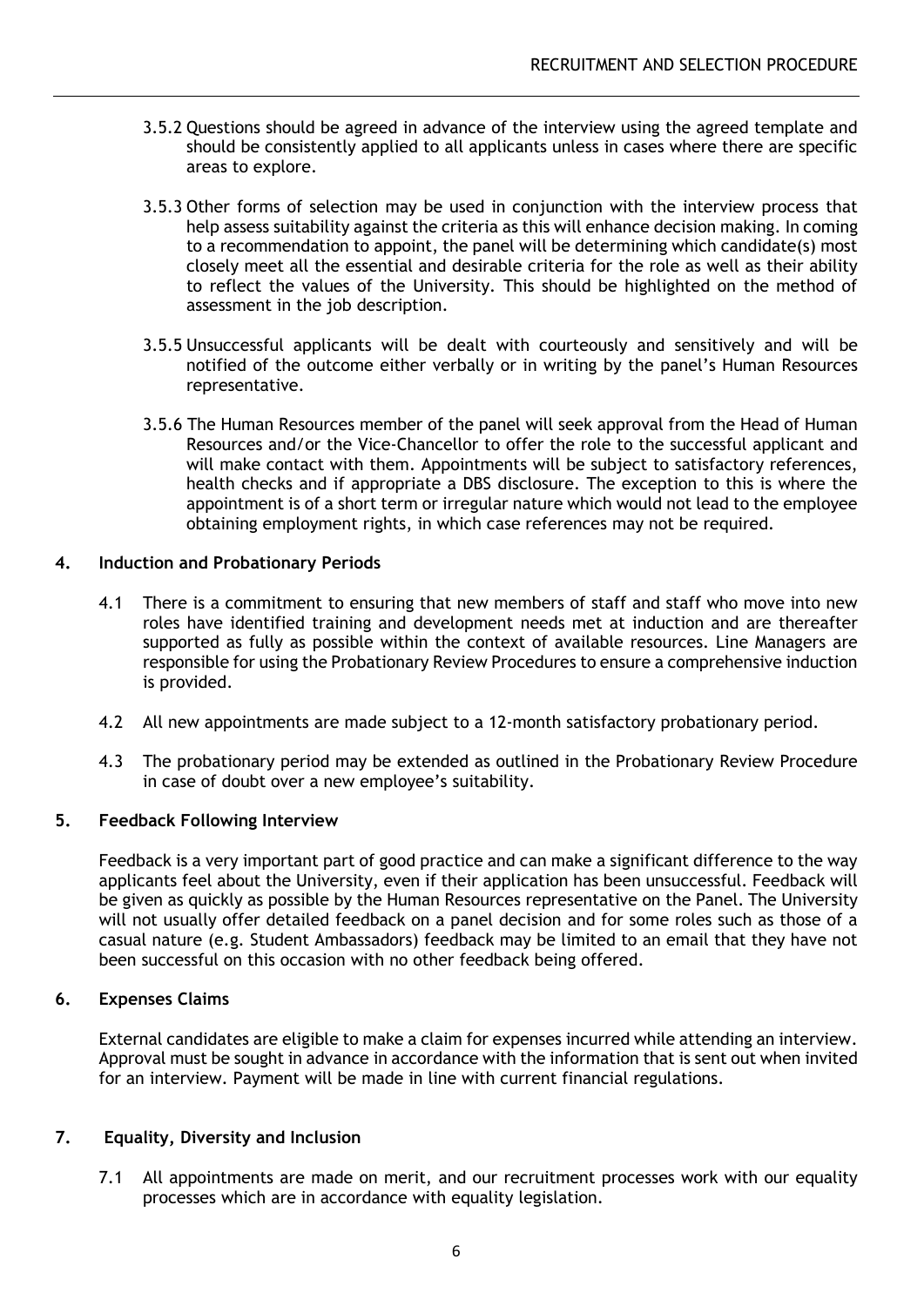3.5.2 Questions should be agreed in advance of the interview using the agreed template and should be consistently applied to all applicants unless in cases where there are specific areas to explore.

3.5.3 Other forms of selection may be used in conjunction with the interview process that help assess suitability against the criteria as this will enhance decision making. In coming to a recommendation to appoint, the panel will be determining which candidate(s) most closely meet all the essential and desirable criteria for the role as well as their ability to reflect the values of the University. This should be highlighted on the method of assessment in the job description.

3.5.5 Unsuccessful applicants will be dealt with courteously and sensitively and will be notified of the outcome either verbally or in writing by the panel's Human Resources representative.

3.5.6 The Human Resources member of the panel will seek approval from the Head of Human Resources and/or the Vice-Chancellor to offer the role to the successful applicant and will make contact with them. Appointments will be subject to satisfactory references, health checks and if appropriate a DBS disclosure. The exception to this is where the appointment is of a short term or irregular nature which would not lead to the employee obtaining employment rights, in which case references may not be required.

## 4. Induction and Probationary Periods

4.1 There is a commitment to ensuring that new members of staff and staff who move into new roles have identified training and development needs met at induction and are thereafter supported as fully as possible within the context of available resources. Line Managers are responsible for using the Probationary Review Procedures to ensure a comprehensive induction is provided.

4.2 All new appointments are made subject to a 12-month satisfactory probationary period.

4.3 The probationary period may be extended as outlined in the Probationary Review Procedure in case of doubt over a new employee's suitability.

## 5. Feedback Following Interview

Feedback is a very important part of good practice and can make a significant difference to the way applicants feel about the University, even if their application has been unsuccessful. Feedback will be given as quickly as possible by the Human Resources representative on the Panel. The University will not usually offer detailed feedback on a panel decision and for some roles such as those of a casual nature (e.g. Student Ambassadors) feedback may be limited to an email that they have not been successful on this occasion with no other feedback being offered.

## 6. Expenses Claims

External candidates are eligible to make a claim for expenses incurred while attending an interview. Approval must be sought in advance in accordance with the information that is sent out when invited for an interview. Payment will be made in line with current financial regulations.

## 7. Equality, Diversity and Inclusion

7.1 All appointments are made on merit, and our recruitment processes work with our equality processes which are in accordance with equality legislation.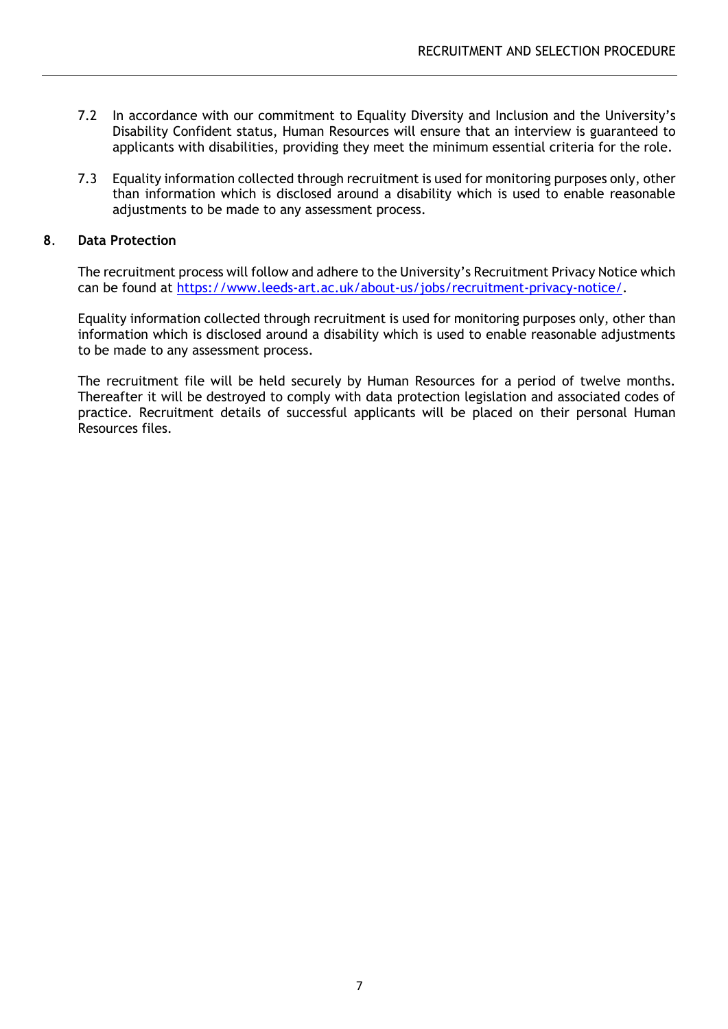7.2 In accordance with our commitment to Equality Diversity and Inclusion and the University's Disability Confident status, Human Resources will ensure that an interview is guaranteed to applicants with disabilities, providing they meet the minimum essential criteria for the role.

7.3 Equality information collected through recruitment is used for monitoring purposes only, other than information which is disclosed around a disability which is used to enable reasonable adjustments to be made to any assessment process.

## 8. Data Protection

The recruitment process will follow and adhere to the University's Recruitment Privacy Notice which can be found at https://www.leeds-art.ac.uk/about-us/jobs/recruitment-privacy-notice/.

Equality information collected through recruitment is used for monitoring purposes only, other than information which is disclosed around a disability which is used to enable reasonable adjustments to be made to any assessment process.

The recruitment file will be held securely by Human Resources for a period of twelve months. Thereafter it will be destroyed to comply with data protection legislation and associated codes of practice. Recruitment details of successful applicants will be placed on their personal Human Resources files.